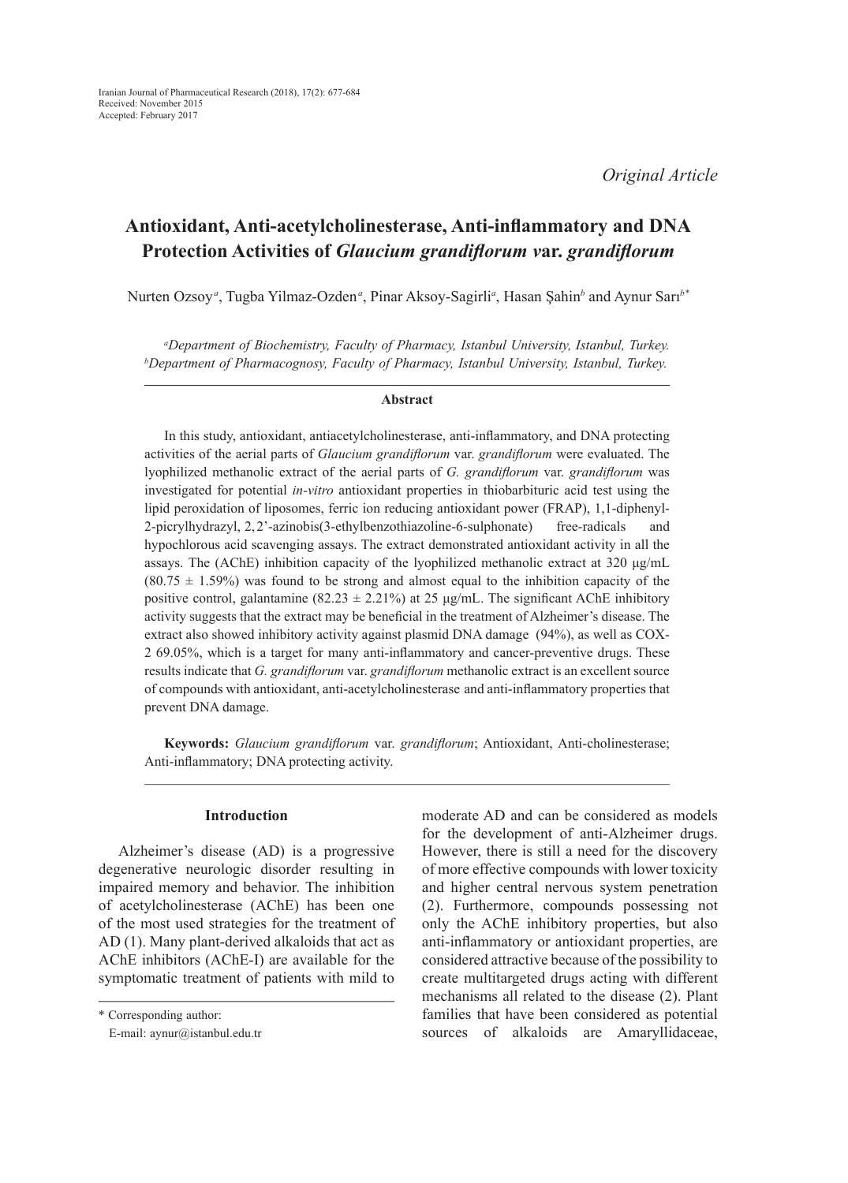Iranian Journal of Pharmaceutical Research (2018), 17(2): 677-684
Received: November 2015
Accepted: February 2017

*Original Article*

# Antioxidant, Anti-acetylcholinesterase, Anti-inflammatory and DNA Protection Activities of *Glaucium grandiflorum v*ar. *grandiflorum*

Nurten Ozsoy[a], Tugba Yilmaz-Ozden[a], Pinar Aksoy-Sagirli[a], Hasan Şahin[b] and Aynur Sarı[b*]

[a]*Department of Biochemistry, Faculty of Pharmacy, Istanbul University, Istanbul, Turkey.*
[b]*Department of Pharmacognosy, Faculty of Pharmacy, Istanbul University, Istanbul, Turkey.*

## Abstract

In this study, antioxidant, antiacetylcholinesterase, anti-inflammatory, and DNA protecting activities of the aerial parts of *Glaucium grandiflorum* var. *grandiflorum* were evaluated. The lyophilized methanolic extract of the aerial parts of *G. grandiflorum* var. *grandiflorum* was investigated for potential *in-vitro* antioxidant properties in thiobarbituric acid test using the lipid peroxidation of liposomes, ferric ion reducing antioxidant power (FRAP), 1,1-diphenyl-2-picrylhydrazyl, 2, 2'-azinobis(3-ethylbenzothiazoline-6-sulphonate) free-radicals and hypochlorous acid scavenging assays. The extract demonstrated antioxidant activity in all the assays. The (AChE) inhibition capacity of the lyophilized methanolic extract at 320 µg/mL ($80.75 \pm 1.59\%$) was found to be strong and almost equal to the inhibition capacity of the positive control, galantamine ($82.23 \pm 2.21\%$) at 25 µg/mL. The significant AChE inhibitory activity suggests that the extract may be beneficial in the treatment of Alzheimer's disease. The extract also showed inhibitory activity against plasmid DNA damage (94%), as well as COX-2 69.05%, which is a target for many anti-inflammatory and cancer-preventive drugs. These results indicate that *G. grandiflorum* var. *grandiflorum* methanolic extract is an excellent source of compounds with antioxidant, anti-acetylcholinesterase and anti-inflammatory properties that prevent DNA damage.

**Keywords:** *Glaucium grandiflorum* var. *grandiflorum*; Antioxidant, Anti-cholinesterase; Anti-inflammatory; DNA protecting activity.

## Introduction

Alzheimer's disease (AD) is a progressive degenerative neurologic disorder resulting in impaired memory and behavior. The inhibition of acetylcholinesterase (AChE) has been one of the most used strategies for the treatment of AD (1). Many plant-derived alkaloids that act as AChE inhibitors (AChE-I) are available for the symptomatic treatment of patients with mild to moderate AD and can be considered as models for the development of anti-Alzheimer drugs. However, there is still a need for the discovery of more effective compounds with lower toxicity and higher central nervous system penetration (2). Furthermore, compounds possessing not only the AChE inhibitory properties, but also anti-inflammatory or antioxidant properties, are considered attractive because of the possibility to create multitargeted drugs acting with different mechanisms all related to the disease (2). Plant families that have been considered as potential sources of alkaloids are Amaryllidaceae,

\* Corresponding author:
E-mail: aynur@istanbul.edu.tr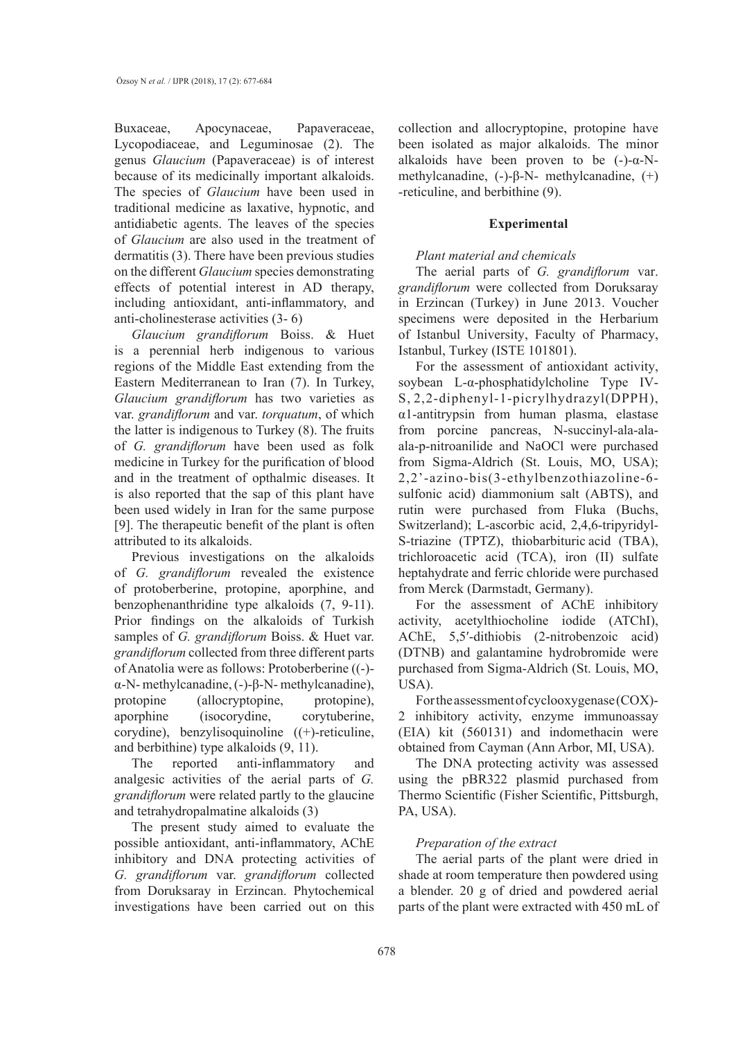Buxaceae, Apocynaceae, Papaveraceae, Lycopodiaceae, and Leguminosae (2). The genus *Glaucium* (Papaveraceae) is of interest because of its medicinally important alkaloids. The species of *Glaucium* have been used in traditional medicine as laxative, hypnotic, and antidiabetic agents. The leaves of the species of *Glaucium* are also used in the treatment of dermatitis (3). There have been previous studies on the different *Glaucium* species demonstrating effects of potential interest in AD therapy, including antioxidant, anti-inflammatory, and anti-cholinesterase activities (3- 6)

*Glaucium grandiflorum* Boiss. & Huet is a perennial herb indigenous to various regions of the Middle East extending from the Eastern Mediterranean to Iran (7). In Turkey, *Glaucium grandiflorum* has two varieties as var. *grandiflorum* and var. *torquatum*, of which the latter is indigenous to Turkey (8). The fruits of *G. grandiflorum* have been used as folk medicine in Turkey for the purification of blood and in the treatment of opthalmic diseases. It is also reported that the sap of this plant have been used widely in Iran for the same purpose [9]. The therapeutic benefit of the plant is often attributed to its alkaloids.

Previous investigations on the alkaloids of *G. grandiflorum* revealed the existence of protoberberine, protopine, aporphine, and benzophenanthridine type alkaloids (7, 9-11). Prior findings on the alkaloids of Turkish samples of *G. grandiflorum* Boiss. & Huet var. *grandiflorum* collected from three different parts of Anatolia were as follows: Protoberberine ((-)-α-N- methylcanadine, (-)-β-N- methylcanadine), protopine (allocryptopine, protopine), aporphine (isocorydine, corytuberine, corydine), benzylisoquinoline ((+)-reticuline, and berbithine) type alkaloids (9, 11).

The reported anti-inflammatory and analgesic activities of the aerial parts of *G. grandiflorum* were related partly to the glaucine and tetrahydropalmatine alkaloids (3)

The present study aimed to evaluate the possible antioxidant, anti-inflammatory, AChE inhibitory and DNA protecting activities of *G. grandiflorum* var. *grandiflorum* collected from Doruksaray in Erzincan. Phytochemical investigations have been carried out on this collection and allocryptopine, protopine have been isolated as major alkaloids. The minor alkaloids have been proven to be (-)-α-N-methylcanadine, (-)-β-N- methylcanadine, (+) -reticuline, and berbithine (9).

## Experimental

### *Plant material and chemicals*

The aerial parts of *G. grandiflorum* var. *grandiflorum* were collected from Doruksaray in Erzincan (Turkey) in June 2013. Voucher specimens were deposited in the Herbarium of Istanbul University, Faculty of Pharmacy, Istanbul, Turkey (ISTE 101801).

For the assessment of antioxidant activity, soybean L-α-phosphatidylcholine Type IV-S, 2,2-diphenyl-1-picrylhydrazyl(DPPH), α1-antitrypsin from human plasma, elastase from porcine pancreas, N-succinyl-ala-ala-ala-p-nitroanilide and NaOCl were purchased from Sigma-Aldrich (St. Louis, MO, USA); 2,2'-azino-bis(3-ethylbenzothiazoline-6-sulfonic acid) diammonium salt (ABTS), and rutin were purchased from Fluka (Buchs, Switzerland); L-ascorbic acid, 2,4,6-tripyridyl-S-triazine (TPTZ), thiobarbituric acid (TBA), trichloroacetic acid (TCA), iron (II) sulfate heptahydrate and ferric chloride were purchased from Merck (Darmstadt, Germany).

For the assessment of AChE inhibitory activity, acetylthiocholine iodide (ATChI), AChE, 5,5′-dithiobis (2-nitrobenzoic acid) (DTNB) and galantamine hydrobromide were purchased from Sigma-Aldrich (St. Louis, MO, USA).

For the assessment of cyclooxygenase (COX)-2 inhibitory activity, enzyme immunoassay (EIA) kit (560131) and indomethacin were obtained from Cayman (Ann Arbor, MI, USA).

The DNA protecting activity was assessed using the pBR322 plasmid purchased from Thermo Scientific (Fisher Scientific, Pittsburgh, PA, USA).

### *Preparation of the extract*

The aerial parts of the plant were dried in shade at room temperature then powdered using a blender. 20 g of dried and powdered aerial parts of the plant were extracted with 450 mL of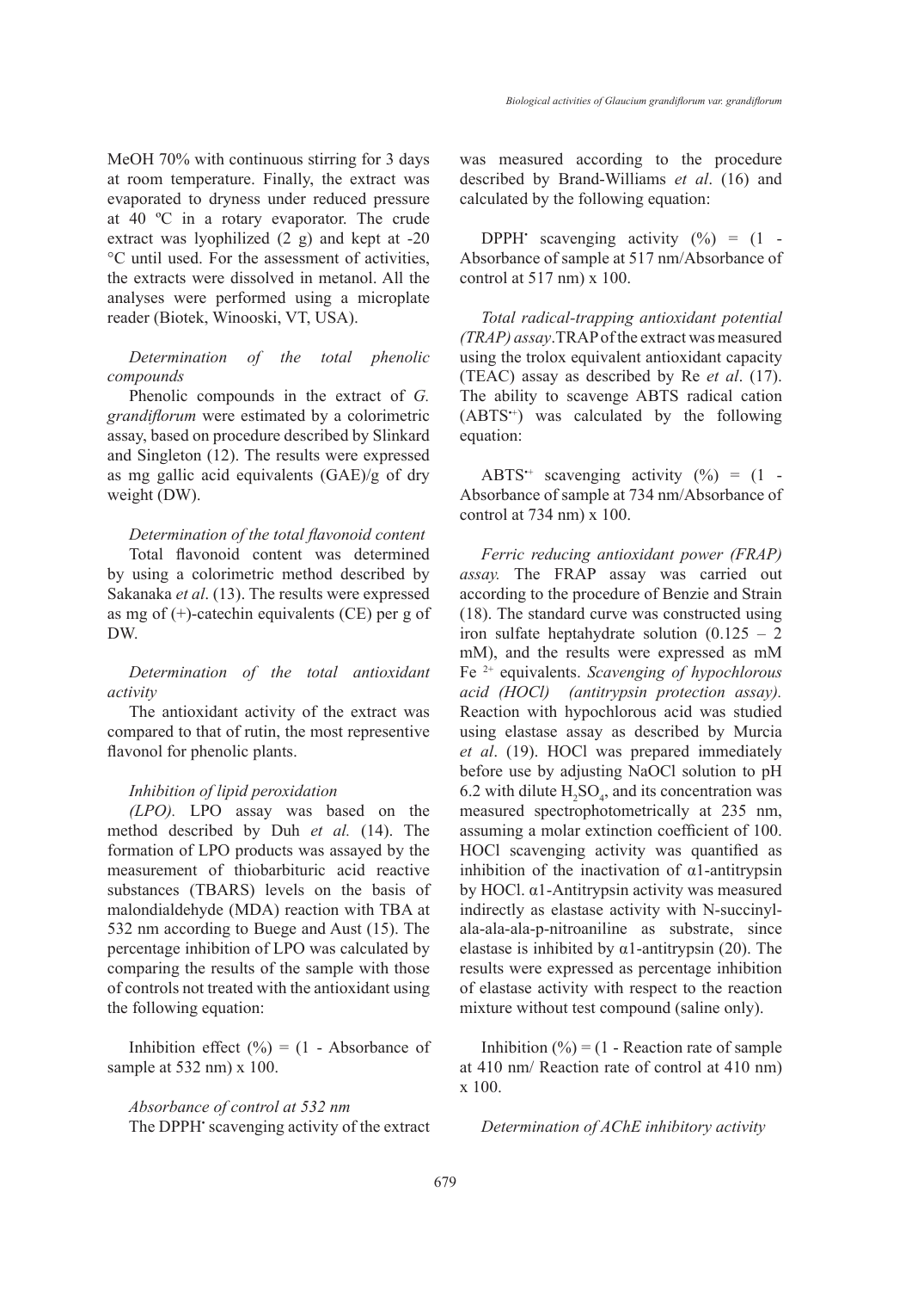MeOH 70% with continuous stirring for 3 days at room temperature. Finally, the extract was evaporated to dryness under reduced pressure at 40 ºC in a rotary evaporator. The crude extract was lyophilized (2 g) and kept at -20 °C until used. For the assessment of activities, the extracts were dissolved in metanol. All the analyses were performed using a microplate reader (Biotek, Winooski, VT, USA).

*Determination of the total phenolic compounds*

Phenolic compounds in the extract of *G. grandiflorum* were estimated by a colorimetric assay, based on procedure described by Slinkard and Singleton (12). The results were expressed as mg gallic acid equivalents (GAE)/g of dry weight (DW).

*Determination of the total flavonoid content*

Total flavonoid content was determined by using a colorimetric method described by Sakanaka *et al*. (13). The results were expressed as mg of (+)-catechin equivalents (CE) per g of DW.

*Determination of the total antioxidant activity*

The antioxidant activity of the extract was compared to that of rutin, the most representive flavonol for phenolic plants.

*Inhibition of lipid peroxidation*

*(LPO).* LPO assay was based on the method described by Duh *et al.* (14). The formation of LPO products was assayed by the measurement of thiobarbituric acid reactive substances (TBARS) levels on the basis of malondialdehyde (MDA) reaction with TBA at 532 nm according to Buege and Aust (15). The percentage inhibition of LPO was calculated by comparing the results of the sample with those of controls not treated with the antioxidant using the following equation:

Inhibition effect (%) = (1 - Absorbance of sample at 532 nm) x 100.

*Absorbance of control at 532 nm*

The DPPH$^{\bullet}$ scavenging activity of the extract was measured according to the procedure described by Brand-Williams *et al*. (16) and calculated by the following equation:

DPPH$^{\bullet}$ scavenging activity (%) = (1 - Absorbance of sample at 517 nm/Absorbance of control at 517 nm) x 100.

*Total radical-trapping antioxidant potential (TRAP) assay*. TRAP of the extract was measured using the trolox equivalent antioxidant capacity (TEAC) assay as described by Re *et al*. (17). The ability to scavenge ABTS radical cation (ABTS$^{\bullet+}$) was calculated by the following equation:

ABTS$^{\bullet+}$ scavenging activity (%) = (1 - Absorbance of sample at 734 nm/Absorbance of control at 734 nm) x 100.

*Ferric reducing antioxidant power (FRAP) assay.* The FRAP assay was carried out according to the procedure of Benzie and Strain (18). The standard curve was constructed using iron sulfate heptahydrate solution (0.125 – 2 mM), and the results were expressed as mM $Fe^{2+}$ equivalents. *Scavenging of hypochlorous acid (HOCl) (antitrypsin protection assay).* Reaction with hypochlorous acid was studied using elastase assay as described by Murcia *et al*. (19). HOCl was prepared immediately before use by adjusting NaOCl solution to pH 6.2 with dilute $H_2SO_4$, and its concentration was measured spectrophotometrically at 235 nm, assuming a molar extinction coefficient of 100. HOCl scavenging activity was quantified as inhibition of the inactivation of α1-antitrypsin by HOCl. α1-Antitrypsin activity was measured indirectly as elastase activity with N-succinyl-ala-ala-ala-p-nitroaniline as substrate, since elastase is inhibited by α1-antitrypsin (20). The results were expressed as percentage inhibition of elastase activity with respect to the reaction mixture without test compound (saline only).

Inhibition (%) = (1 - Reaction rate of sample at 410 nm/ Reaction rate of control at 410 nm) x 100.

*Determination of AChE inhibitory activity*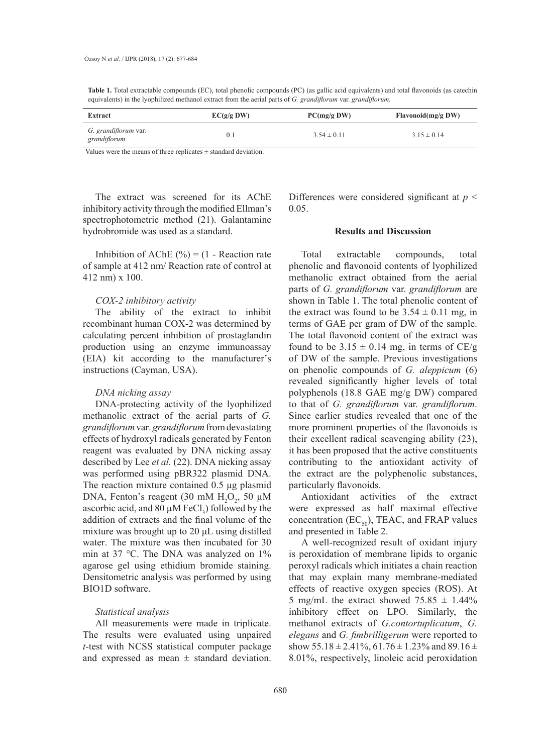**Table 1.** Total extractable compounds (EC), total phenolic compounds (PC) (as gallic acid equivalents) and total flavonoids (as catechin equivalents) in the lyophilized methanol extract from the aerial parts of *G. grandiflorum* var. *grandiflorum.*

| Extract | EC(g/g DW) | PC(mg/g DW) | Flavonoid(mg/g DW) |
|---|---|---|---|
| *G. grandiflorum* var. *grandiflorum* | 0.1 | 3.54 ± 0.11 | 3.15 ± 0.14 |

Values were the means of three replicates ± standard deviation.

The extract was screened for its AChE inhibitory activity through the modified Ellman's spectrophotometric method (21). Galantamine hydrobromide was used as a standard.

Inhibition of AChE (%) = (1 - Reaction rate of sample at 412 nm/ Reaction rate of control at 412 nm) x 100.

### *COX-2 inhibitory activity*

The ability of the extract to inhibit recombinant human COX-2 was determined by calculating percent inhibition of prostaglandin production using an enzyme immunoassay (EIA) kit according to the manufacturer's instructions (Cayman, USA).

### *DNA nicking assay*

DNA-protecting activity of the lyophilized methanolic extract of the aerial parts of *G. grandiflorum* var. *grandiflorum* from devastating effects of hydroxyl radicals generated by Fenton reagent was evaluated by DNA nicking assay described by Lee *et al.* (22). DNA nicking assay was performed using pBR322 plasmid DNA. The reaction mixture contained 0.5 µg plasmid DNA, Fenton's reagent (30 mM $H_2O_2$, 50 µM ascorbic acid, and 80 µM $FeCl_3$) followed by the addition of extracts and the final volume of the mixture was brought up to 20 µL using distilled water. The mixture was then incubated for 30 min at 37 °C. The DNA was analyzed on 1% agarose gel using ethidium bromide staining. Densitometric analysis was performed by using BIO1D software.

### *Statistical analysis*

All measurements were made in triplicate. The results were evaluated using unpaired *t*-test with NCSS statistical computer package and expressed as mean ± standard deviation. Differences were considered significant at $p < 0.05$.

## Results and Discussion

Total extractable compounds, total phenolic and flavonoid contents of lyophilized methanolic extract obtained from the aerial parts of *G. grandiflorum* var. *grandiflorum* are shown in Table 1. The total phenolic content of the extract was found to be 3.54 ± 0.11 mg, in terms of GAE per gram of DW of the sample. The total flavonoid content of the extract was found to be 3.15 ± 0.14 mg, in terms of CE/g of DW of the sample. Previous investigations on phenolic compounds of *G. aleppicum* (6) revealed significantly higher levels of total polyphenols (18.8 GAE mg/g DW) compared to that of *G. grandiflorum* var. *grandiflorum*. Since earlier studies revealed that one of the more prominent properties of the flavonoids is their excellent radical scavenging ability (23), it has been proposed that the active constituents contributing to the antioxidant activity of the extract are the polyphenolic substances, particularly flavonoids.

Antioxidant activities of the extract were expressed as half maximal effective concentration ($EC_{50}$), TEAC, and FRAP values and presented in Table 2.

A well-recognized result of oxidant injury is peroxidation of membrane lipids to organic peroxyl radicals which initiates a chain reaction that may explain many membrane-mediated effects of reactive oxygen species (ROS). At 5 mg/mL the extract showed 75.85 ± 1.44% inhibitory effect on LPO. Similarly, the methanol extracts of *G.contortuplicatum*, *G. elegans* and *G. fimbrilligerum* were reported to show 55.18 ± 2.41%, 61.76 ± 1.23% and 89.16 ± 8.01%, respectively, linoleic acid peroxidation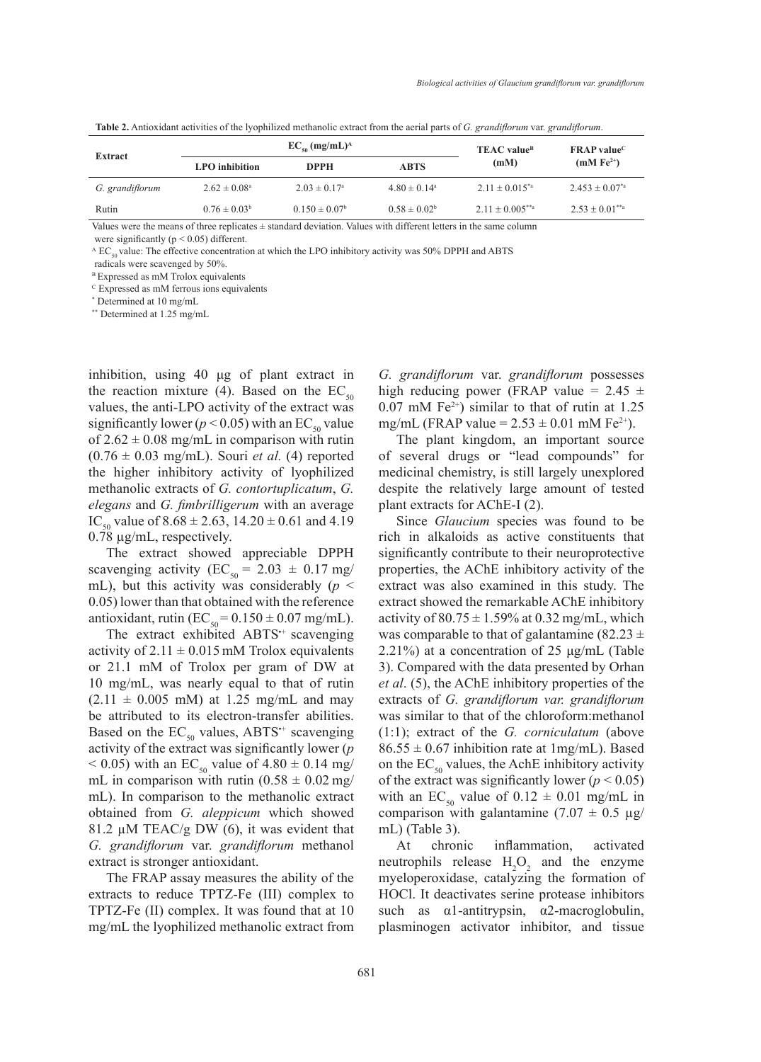**Table 2.** Antioxidant activities of the lyophilized methanolic extract from the aerial parts of *G. grandiflorum* var. *grandiflorum*.

| Extract | $EC_{50}$ (mg/mL)[A] | | | TEAC value[B] (mM) | FRAP value[C] ($mM\ Fe^{2+}$) |
|---|---|---|---|---|---|
| | LPO inhibition | DPPH | ABTS | | |
| *G. grandiflorum* | $2.62 \pm 0.08^{a}$ | $2.03 \pm 0.17^{a}$ | $4.80 \pm 0.14^{a}$ | $2.11 \pm 0.015^{*a}$ | $2.453 \pm 0.07^{*a}$ |
| Rutin | $0.76 \pm 0.03^{b}$ | $0.150 \pm 0.07^{b}$ | $0.58 \pm 0.02^{b}$ | $2.11 \pm 0.005^{**a}$ | $2.53 \pm 0.01^{**a}$ |

Values were the means of three replicates ± standard deviation. Values with different letters in the same column were significantly ($p < 0.05$) different.

[A] $EC_{50}$ value: The effective concentration at which the LPO inhibitory activity was 50% DPPH and ABTS radicals were scavenged by 50%.

[B] Expressed as mM Trolox equivalents

[C] Expressed as mM ferrous ions equivalents

[*] Determined at 10 mg/mL

[**] Determined at 1.25 mg/mL

inhibition, using 40 µg of plant extract in the reaction mixture (4). Based on the $EC_{50}$ values, the anti-LPO activity of the extract was significantly lower ($p < 0.05$) with an $EC_{50}$ value of $2.62 \pm 0.08$ mg/mL in comparison with rutin ($0.76 \pm 0.03$ mg/mL). Souri *et al.* (4) reported the higher inhibitory activity of lyophilized methanolic extracts of *G. contortuplicatum*, *G. elegans* and *G. fimbrilligerum* with an average $IC_{50}$ value of $8.68 \pm 2.63$, $14.20 \pm 0.61$ and 4.19 0.78 µg/mL, respectively.

The extract showed appreciable DPPH scavenging activity ($EC_{50} = 2.03 \pm 0.17$ mg/mL), but this activity was considerably ($p < 0.05$) lower than that obtained with the reference antioxidant, rutin ($EC_{50} = 0.150 \pm 0.07$ mg/mL).

The extract exhibited $ABTS^{\bullet+}$ scavenging activity of $2.11 \pm 0.015$ mM Trolox equivalents or 21.1 mM of Trolox per gram of DW at 10 mg/mL, was nearly equal to that of rutin ($2.11 \pm 0.005$ mM) at 1.25 mg/mL and may be attributed to its electron-transfer abilities. Based on the $EC_{50}$ values, $ABTS^{\bullet+}$ scavenging activity of the extract was significantly lower ($p < 0.05$) with an $EC_{50}$ value of $4.80 \pm 0.14$ mg/mL in comparison with rutin ($0.58 \pm 0.02$ mg/mL). In comparison to the methanolic extract obtained from *G. aleppicum* which showed 81.2 µM TEAC/g DW (6), it was evident that *G. grandiflorum* var. *grandiflorum* methanol extract is stronger antioxidant.

The FRAP assay measures the ability of the extracts to reduce TPTZ-Fe (III) complex to TPTZ-Fe (II) complex. It was found that at 10 mg/mL the lyophilized methanolic extract from *G. grandiflorum* var. *grandiflorum* possesses high reducing power (FRAP value = $2.45 \pm 0.07$ mM $Fe^{2+}$) similar to that of rutin at 1.25 mg/mL (FRAP value = $2.53 \pm 0.01$ mM $Fe^{2+}$).

The plant kingdom, an important source of several drugs or "lead compounds" for medicinal chemistry, is still largely unexplored despite the relatively large amount of tested plant extracts for AChE-I (2).

Since *Glaucium* species was found to be rich in alkaloids as active constituents that significantly contribute to their neuroprotective properties, the AChE inhibitory activity of the extract was also examined in this study. The extract showed the remarkable AChE inhibitory activity of $80.75 \pm 1.59$% at 0.32 mg/mL, which was comparable to that of galantamine ($82.23 \pm 2.21$%) at a concentration of 25 µg/mL (Table 3). Compared with the data presented by Orhan *et al*. (5), the AChE inhibitory properties of the extracts of *G. grandiflorum var. grandiflorum* was similar to that of the chloroform:methanol (1:1); extract of the *G. corniculatum* (above $86.55 \pm 0.67$ inhibition rate at 1mg/mL). Based on the $EC_{50}$ values, the AchE inhibitory activity of the extract was significantly lower ($p < 0.05$) with an $EC_{50}$ value of $0.12 \pm 0.01$ mg/mL in comparison with galantamine ($7.07 \pm 0.5$ µg/mL) (Table 3).

At chronic inflammation, activated neutrophils release $H_2O_2$ and the enzyme myeloperoxidase, catalyzing the formation of HOCl. It deactivates serine protease inhibitors such as α1-antitrypsin, α2-macroglobulin, plasminogen activator inhibitor, and tissue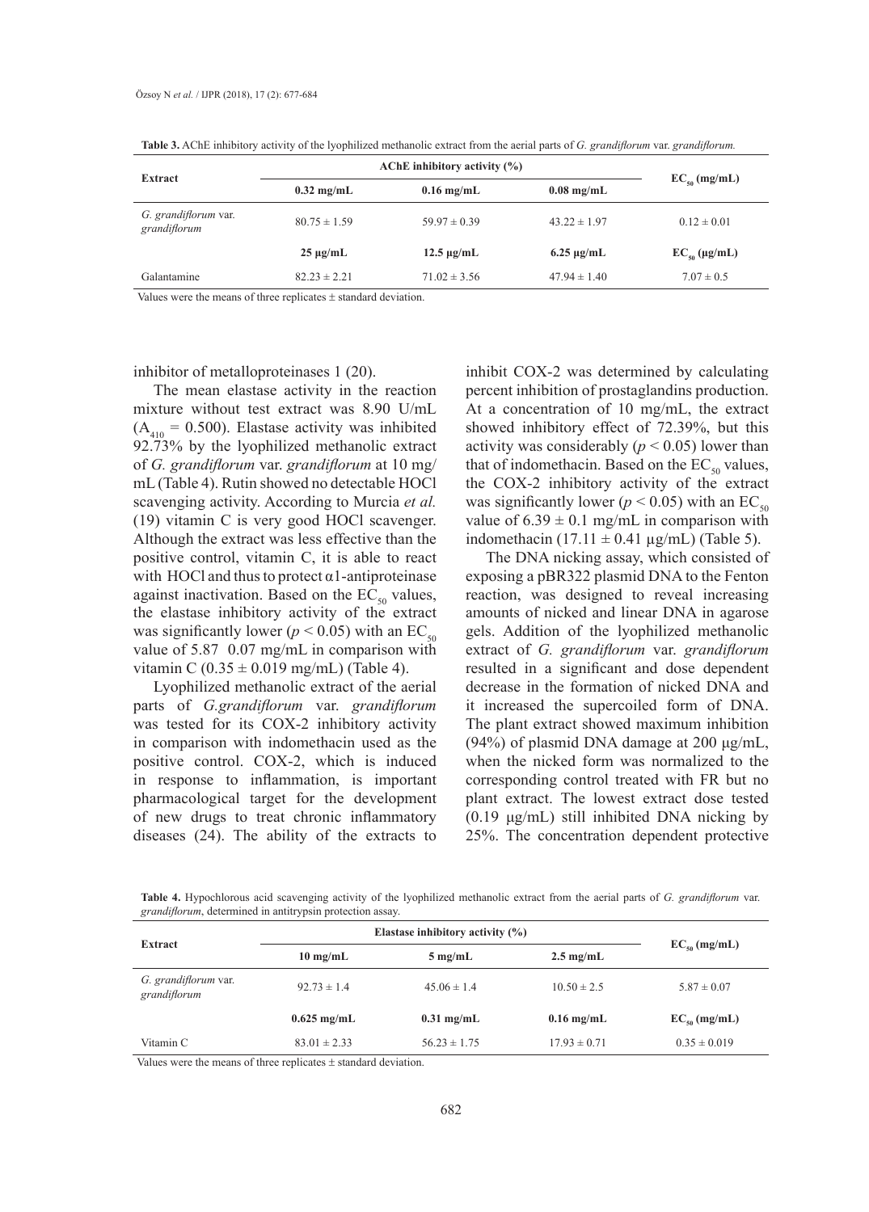**Table 3.** AChE inhibitory activity of the lyophilized methanolic extract from the aerial parts of *G. grandiflorum* var. *grandiflorum.*

| Extract | AChE inhibitory activity (%) | | | $EC_{50}$ (mg/mL) |
|---|---|---|---|---|
| | 0.32 mg/mL | 0.16 mg/mL | 0.08 mg/mL | |
| *G. grandiflorum* var. *grandiflorum* | 80.75 ± 1.59 | 59.97 ± 0.39 | 43.22 ± 1.97 | 0.12 ± 0.01 |
| | 25 µg/mL | 12.5 µg/mL | 6.25 µg/mL | $EC_{50}$ (µg/mL) |
| Galantamine | 82.23 ± 2.21 | 71.02 ± 3.56 | 47.94 ± 1.40 | 7.07 ± 0.5 |

Values were the means of three replicates ± standard deviation.

inhibitor of metalloproteinases 1 (20).

The mean elastase activity in the reaction mixture without test extract was 8.90 U/mL ($A_{410}$ = 0.500). Elastase activity was inhibited 92.73% by the lyophilized methanolic extract of *G. grandiflorum* var. *grandiflorum* at 10 mg/mL (Table 4). Rutin showed no detectable HOCl scavenging activity. According to Murcia *et al.* (19) vitamin C is very good HOCl scavenger. Although the extract was less effective than the positive control, vitamin C, it is able to react with HOCl and thus to protect α1-antiproteinase against inactivation. Based on the $EC_{50}$ values, the elastase inhibitory activity of the extract was significantly lower ($p < 0.05$) with an $EC_{50}$ value of 5.87 0.07 mg/mL in comparison with vitamin C (0.35 ± 0.019 mg/mL) (Table 4).

Lyophilized methanolic extract of the aerial parts of *G.grandiflorum* var. *grandiflorum* was tested for its COX-2 inhibitory activity in comparison with indomethacin used as the positive control. COX-2, which is induced in response to inflammation, is important pharmacological target for the development of new drugs to treat chronic inflammatory diseases (24). The ability of the extracts to inhibit COX-2 was determined by calculating percent inhibition of prostaglandins production. At a concentration of 10 mg/mL, the extract showed inhibitory effect of 72.39%, but this activity was considerably ($p < 0.05$) lower than that of indomethacin. Based on the $EC_{50}$ values, the COX-2 inhibitory activity of the extract was significantly lower ($p < 0.05$) with an $EC_{50}$ value of 6.39 ± 0.1 mg/mL in comparison with indomethacin (17.11 ± 0.41 µg/mL) (Table 5).

The DNA nicking assay, which consisted of exposing a pBR322 plasmid DNA to the Fenton reaction, was designed to reveal increasing amounts of nicked and linear DNA in agarose gels. Addition of the lyophilized methanolic extract of *G. grandiflorum* var. *grandiflorum* resulted in a significant and dose dependent decrease in the formation of nicked DNA and it increased the supercoiled form of DNA. The plant extract showed maximum inhibition (94%) of plasmid DNA damage at 200 µg/mL, when the nicked form was normalized to the corresponding control treated with FR but no plant extract. The lowest extract dose tested (0.19 µg/mL) still inhibited DNA nicking by 25%. The concentration dependent protective

**Table 4.** Hypochlorous acid scavenging activity of the lyophilized methanolic extract from the aerial parts of *G. grandiflorum* var. *grandiflorum*, determined in antitrypsin protection assay.

| Extract | Elastase inhibitory activity (%) | | | $EC_{50}$ (mg/mL) |
|---|---|---|---|---|
| | 10 mg/mL | 5 mg/mL | 2.5 mg/mL | |
| *G. grandiflorum* var. *grandiflorum* | 92.73 ± 1.4 | 45.06 ± 1.4 | 10.50 ± 2.5 | 5.87 ± 0.07 |
| | 0.625 mg/mL | 0.31 mg/mL | 0.16 mg/mL | $EC_{50}$ (mg/mL) |
| Vitamin C | 83.01 ± 2.33 | 56.23 ± 1.75 | 17.93 ± 0.71 | 0.35 ± 0.019 |

Values were the means of three replicates ± standard deviation.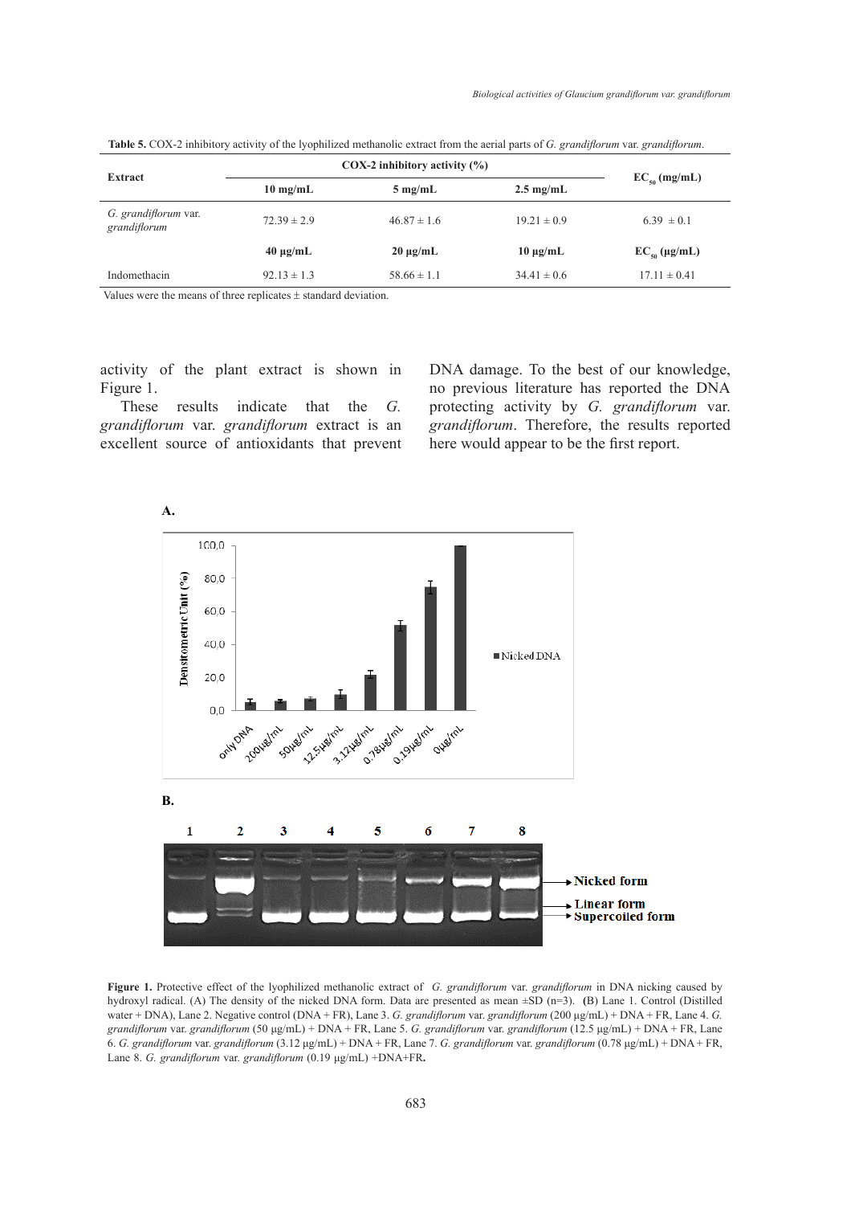**Table 5.** COX-2 inhibitory activity of the lyophilized methanolic extract from the aerial parts of *G. grandiflorum* var. *grandiflorum*.

| Extract | COX-2 inhibitory activity (%) | | | $EC_{50}$ (mg/mL) |
|---|---|---|---|---|
| | 10 mg/mL | 5 mg/mL | 2.5 mg/mL | |
| *G. grandiflorum* var. *grandiflorum* | 72.39 ± 2.9 | 46.87 ± 1.6 | 19.21 ± 0.9 | 6.39 ± 0.1 |
| | **40 µg/mL** | **20 µg/mL** | **10 µg/mL** | **$EC_{50}$ (µg/mL)** |
| Indomethacin | 92.13 ± 1.3 | 58.66 ± 1.1 | 34.41 ± 0.6 | 17.11 ± 0.41 |

Values were the means of three replicates ± standard deviation.

activity of the plant extract is shown in Figure 1.

These results indicate that the *G. grandiflorum* var. *grandiflorum* extract is an excellent source of antioxidants that prevent DNA damage. To the best of our knowledge, no previous literature has reported the DNA protecting activity by *G. grandiflorum* var. *grandiflorum*. Therefore, the results reported here would appear to be the first report.

**Figure 1.** Protective effect of the lyophilized methanolic extract of *G. grandiflorum* var. *grandiflorum* in DNA nicking caused by hydroxyl radical. (A) The density of the nicked DNA form. Data are presented as mean ±SD (n=3). (B) Lane 1. Control (Distilled water + DNA), Lane 2. Negative control (DNA + FR), Lane 3. *G. grandiflorum* var. *grandiflorum* (200 µg/mL) + DNA + FR, Lane 4. *G. grandiflorum* var. *grandiflorum* (50 µg/mL) + DNA + FR, Lane 5. *G. grandiflorum* var. *grandiflorum* (12.5 µg/mL) + DNA + FR, Lane 6. *G. grandiflorum* var. *grandiflorum* (3.12 µg/mL) + DNA + FR, Lane 7. *G. grandiflorum* var. *grandiflorum* (0.78 µg/mL) + DNA + FR, Lane 8. *G. grandiflorum* var. *grandiflorum* (0.19 µg/mL) +DNA+FR.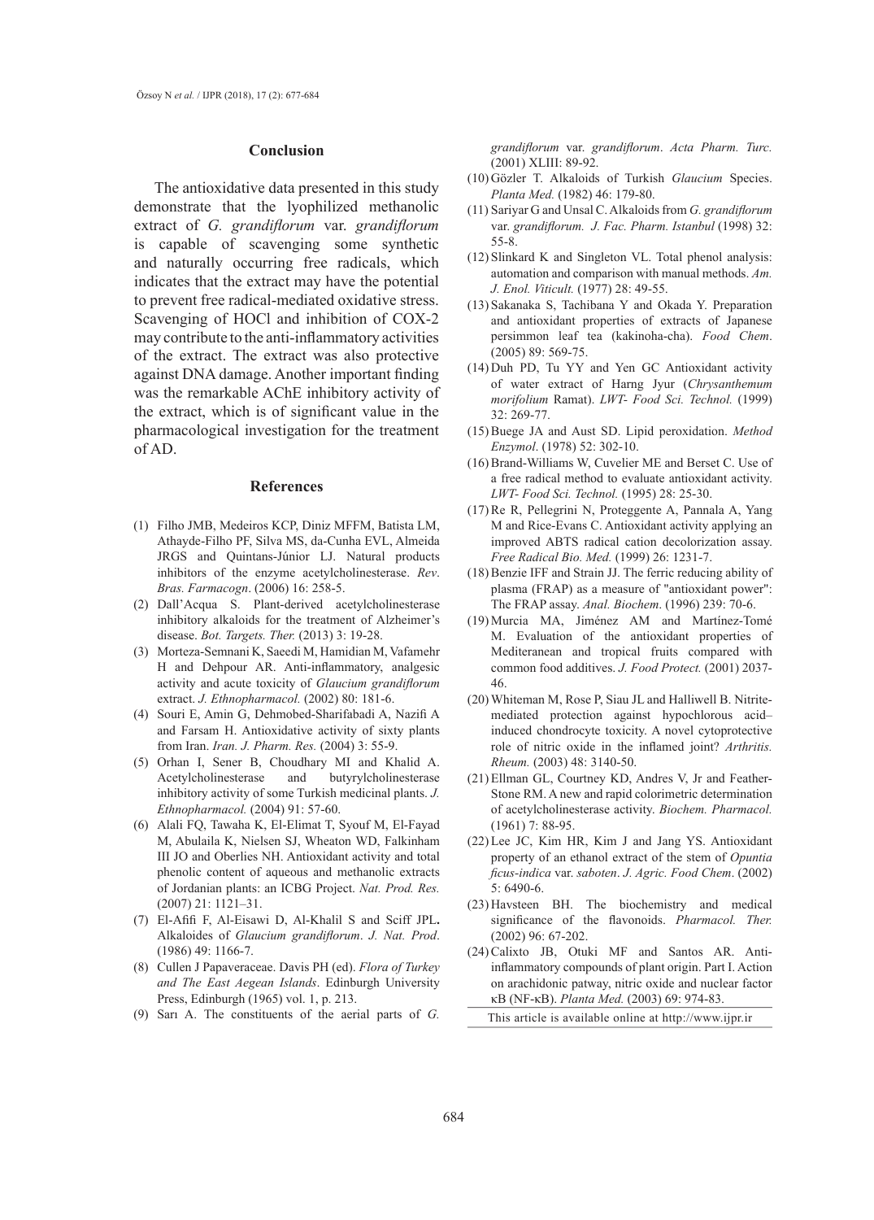## Conclusion

The antioxidative data presented in this study demonstrate that the lyophilized methanolic extract of *G. grandiflorum* var. *grandiflorum* is capable of scavenging some synthetic and naturally occurring free radicals, which indicates that the extract may have the potential to prevent free radical-mediated oxidative stress. Scavenging of HOCl and inhibition of COX-2 may contribute to the anti-inflammatory activities of the extract. The extract was also protective against DNA damage. Another important finding was the remarkable AChE inhibitory activity of the extract, which is of significant value in the pharmacological investigation for the treatment of AD.

## References

(1) Filho JMB, Medeiros KCP, Diniz MFFM, Batista LM, Athayde-Filho PF, Silva MS, da-Cunha EVL, Almeida JRGS and Quintans-Júnior LJ. Natural products inhibitors of the enzyme acetylcholinesterase. *Rev. Bras. Farmacogn*. (2006) 16: 258-5.

(2) Dall'Acqua S. Plant-derived acetylcholinesterase inhibitory alkaloids for the treatment of Alzheimer's disease. *Bot. Targets. Ther.* (2013) 3: 19-28.

(3) Morteza-Semnani K, Saeedi M, Hamidian M, Vafamehr H and Dehpour AR. Anti-inflammatory, analgesic activity and acute toxicity of *Glaucium grandiflorum* extract. *J. Ethnopharmacol.* (2002) 80: 181-6.

(4) Souri E, Amin G, Dehmobed-Sharifabadi A, Nazifi A and Farsam H. Antioxidative activity of sixty plants from Iran. *Iran. J. Pharm. Res.* (2004) 3: 55-9.

(5) Orhan I, Sener B, Choudhary MI and Khalid A. Acetylcholinesterase and butyrylcholinesterase inhibitory activity of some Turkish medicinal plants. *J. Ethnopharmacol.* (2004) 91: 57-60.

(6) Alali FQ, Tawaha K, El-Elimat T, Syouf M, El-Fayad M, Abulaila K, Nielsen SJ, Wheaton WD, Falkinham III JO and Oberlies NH. Antioxidant activity and total phenolic content of aqueous and methanolic extracts of Jordanian plants: an ICBG Project. *Nat. Prod. Res.* (2007) 21: 1121–31.

(7) El-Afifi F, Al-Eisawi D, Al-Khalil S and Sciff JPL**.** Alkaloides of *Glaucium grandiflorum*. *J. Nat. Prod*. (1986) 49: 1166-7.

(8) Cullen J Papaveraceae. Davis PH (ed). *Flora of Turkey and The East Aegean Islands*. Edinburgh University Press, Edinburgh (1965) vol. 1, p. 213.

(9) Sarı A. The constituents of the aerial parts of *G. grandiflorum* var. *grandiflorum*. *Acta Pharm. Turc.* (2001) XLIII: 89-92.

(10) Gözler T. Alkaloids of Turkish *Glaucium* Species. *Planta Med.* (1982) 46: 179-80.

(11) Sariyar G and Unsal C. Alkaloids from *G. grandiflorum* var. *grandiflorum*. *J. Fac. Pharm. Istanbul* (1998) 32: 55-8.

(12) Slinkard K and Singleton VL. Total phenol analysis: automation and comparison with manual methods. *Am. J. Enol. Viticult.* (1977) 28: 49-55.

(13) Sakanaka S, Tachibana Y and Okada Y. Preparation and antioxidant properties of extracts of Japanese persimmon leaf tea (kakinoha-cha). *Food Chem*. (2005) 89: 569-75.

(14) Duh PD, Tu YY and Yen GC Antioxidant activity of water extract of Harng Jyur (*Chrysanthemum morifolium* Ramat). *LWT- Food Sci. Technol.* (1999) 32: 269-77.

(15) Buege JA and Aust SD. Lipid peroxidation. *Method Enzymol*. (1978) 52: 302-10.

(16) Brand-Williams W, Cuvelier ME and Berset C. Use of a free radical method to evaluate antioxidant activity. *LWT- Food Sci. Technol.* (1995) 28: 25-30.

(17) Re R, Pellegrini N, Proteggente A, Pannala A, Yang M and Rice-Evans C. Antioxidant activity applying an improved ABTS radical cation decolorization assay. *Free Radical Bio. Med.* (1999) 26: 1231-7.

(18) Benzie IFF and Strain JJ. The ferric reducing ability of plasma (FRAP) as a measure of "antioxidant power": The FRAP assay. *Anal. Biochem*. (1996) 239: 70-6.

(19) Murcia MA, Jiménez AM and Martínez-Tomé M. Evaluation of the antioxidant properties of Mediteranean and tropical fruits compared with common food additives. *J. Food Protect.* (2001) 2037-46.

(20) Whiteman M, Rose P, Siau JL and Halliwell B. Nitrite-mediated protection against hypochlorous acid–induced chondrocyte toxicity. A novel cytoprotective role of nitric oxide in the inflamed joint? *Arthritis. Rheum.* (2003) 48: 3140-50.

(21) Ellman GL, Courtney KD, Andres V, Jr and Feather-Stone RM. A new and rapid colorimetric determination of acetylcholinesterase activity. *Biochem. Pharmacol.* (1961) 7: 88-95.

(22) Lee JC, Kim HR, Kim J and Jang YS. Antioxidant property of an ethanol extract of the stem of *Opuntia ficus-indica* var. *saboten*. *J. Agric. Food Chem*. (2002) 5: 6490-6.

(23) Havsteen BH. The biochemistry and medical significance of the flavonoids. *Pharmacol. Ther.* (2002) 96: 67-202.

(24) Calixto JB, Otuki MF and Santos AR. Anti-inflammatory compounds of plant origin. Part I. Action on arachidonic patway, nitric oxide and nuclear factor κB (NF-κB). *Planta Med.* (2003) 69: 974-83.

This article is available online at http://www.ijpr.ir